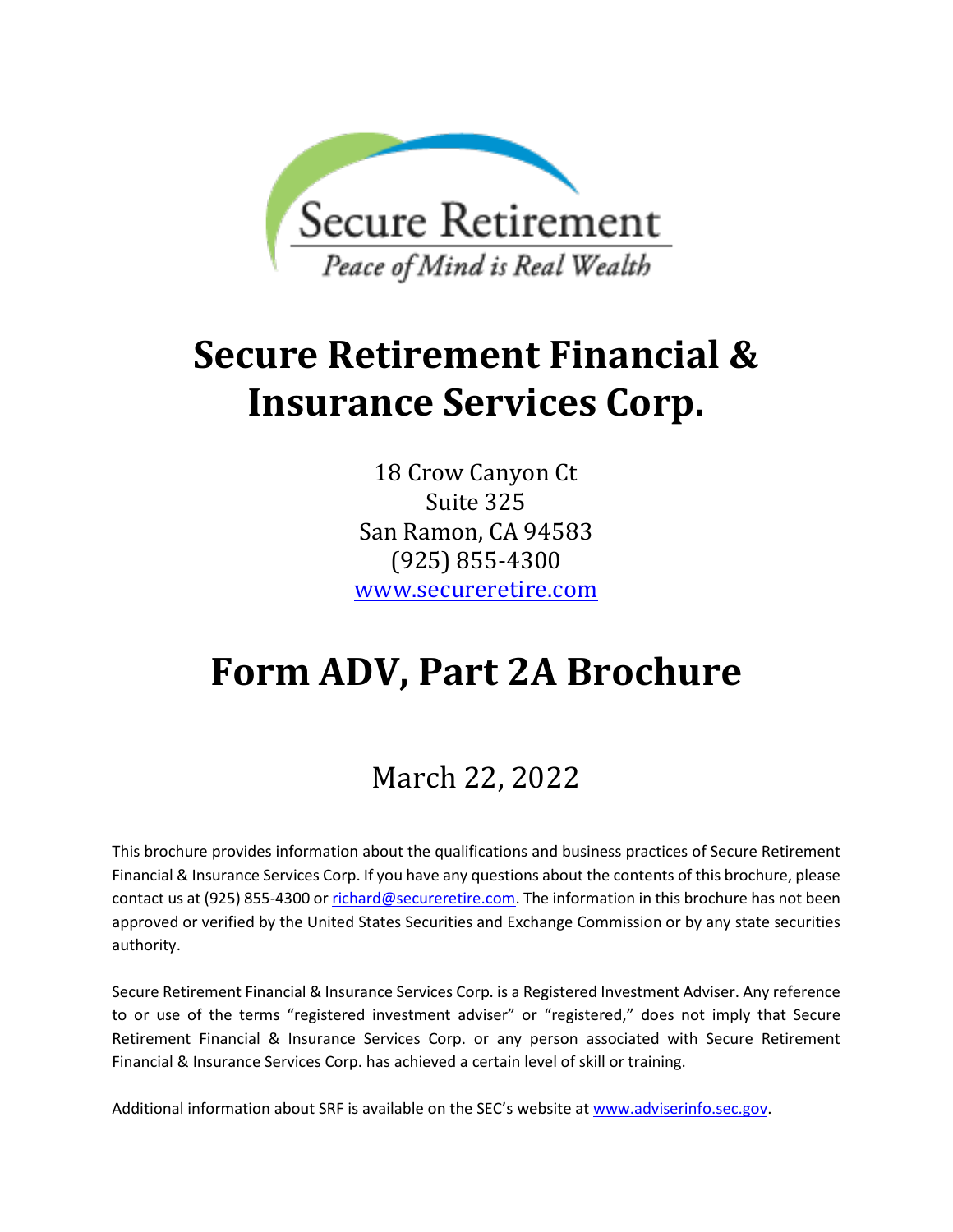Secure Retirement

*Peace of Mind is Real Wealth*

# Secure Retirement Financial & Insurance Services Corp.

18 Crow Canyon Ct
Suite 325
San Ramon, CA 94583
(925) 855-4300
www.secureretire.com

# Form ADV, Part 2A Brochure

March 22, 2022

This brochure provides information about the qualifications and business practices of Secure Retirement Financial & Insurance Services Corp. If you have any questions about the contents of this brochure, please contact us at (925) 855-4300 or richard@secureretire.com. The information in this brochure has not been approved or verified by the United States Securities and Exchange Commission or by any state securities authority.

Secure Retirement Financial & Insurance Services Corp. is a Registered Investment Adviser. Any reference to or use of the terms "registered investment adviser" or "registered," does not imply that Secure Retirement Financial & Insurance Services Corp. or any person associated with Secure Retirement Financial & Insurance Services Corp. has achieved a certain level of skill or training.

Additional information about SRF is available on the SEC's website at www.adviserinfo.sec.gov.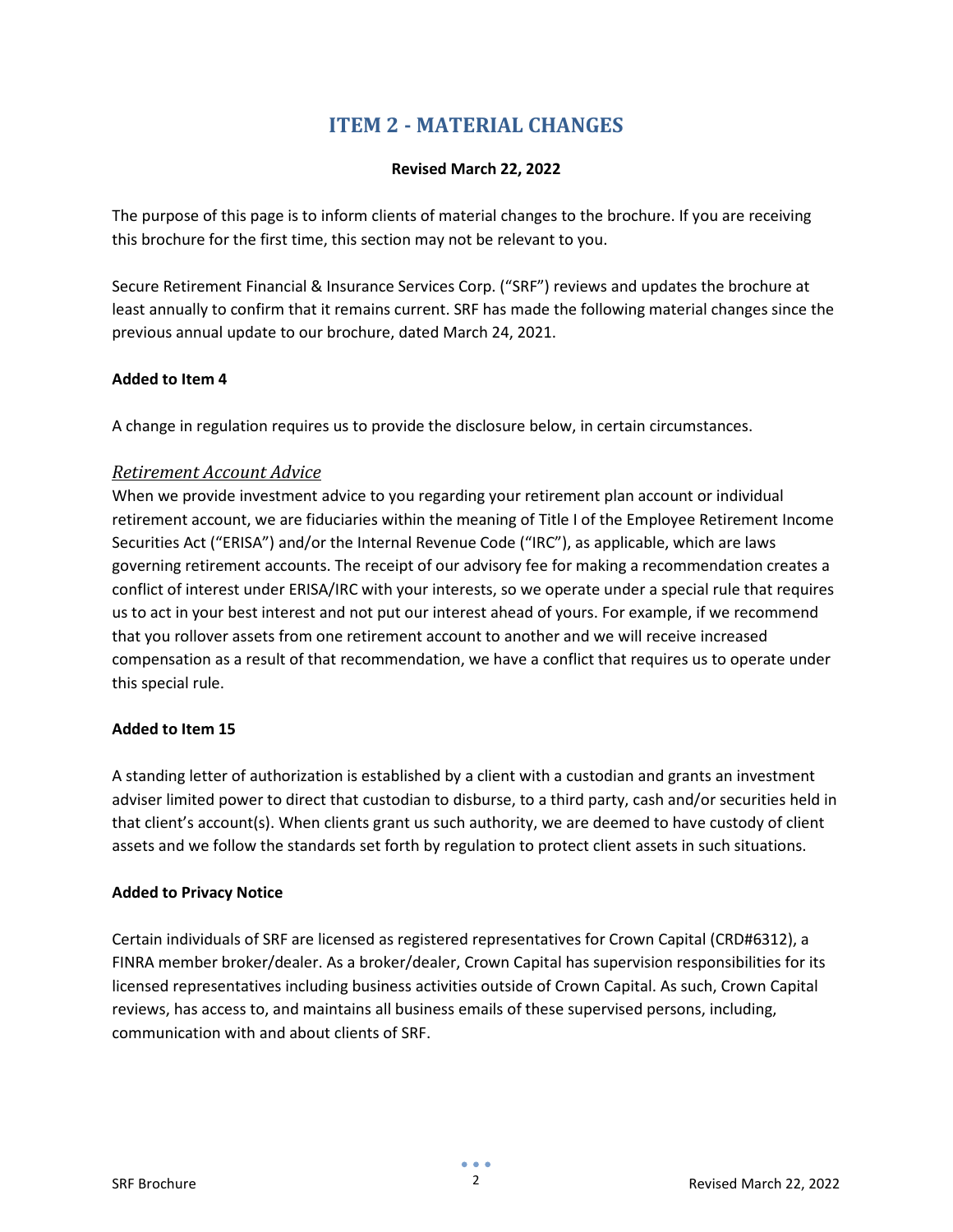# ITEM 2 - MATERIAL CHANGES

**Revised March 22, 2022**

The purpose of this page is to inform clients of material changes to the brochure. If you are receiving this brochure for the first time, this section may not be relevant to you.

Secure Retirement Financial & Insurance Services Corp. ("SRF") reviews and updates the brochure at least annually to confirm that it remains current. SRF has made the following material changes since the previous annual update to our brochure, dated March 24, 2021.

**Added to Item 4**

A change in regulation requires us to provide the disclosure below, in certain circumstances.

### *Retirement Account Advice*

When we provide investment advice to you regarding your retirement plan account or individual retirement account, we are fiduciaries within the meaning of Title I of the Employee Retirement Income Securities Act ("ERISA") and/or the Internal Revenue Code ("IRC"), as applicable, which are laws governing retirement accounts. The receipt of our advisory fee for making a recommendation creates a conflict of interest under ERISA/IRC with your interests, so we operate under a special rule that requires us to act in your best interest and not put our interest ahead of yours. For example, if we recommend that you rollover assets from one retirement account to another and we will receive increased compensation as a result of that recommendation, we have a conflict that requires us to operate under this special rule.

**Added to Item 15**

A standing letter of authorization is established by a client with a custodian and grants an investment adviser limited power to direct that custodian to disburse, to a third party, cash and/or securities held in that client's account(s). When clients grant us such authority, we are deemed to have custody of client assets and we follow the standards set forth by regulation to protect client assets in such situations.

**Added to Privacy Notice**

Certain individuals of SRF are licensed as registered representatives for Crown Capital (CRD#6312), a FINRA member broker/dealer. As a broker/dealer, Crown Capital has supervision responsibilities for its licensed representatives including business activities outside of Crown Capital. As such, Crown Capital reviews, has access to, and maintains all business emails of these supervised persons, including, communication with and about clients of SRF.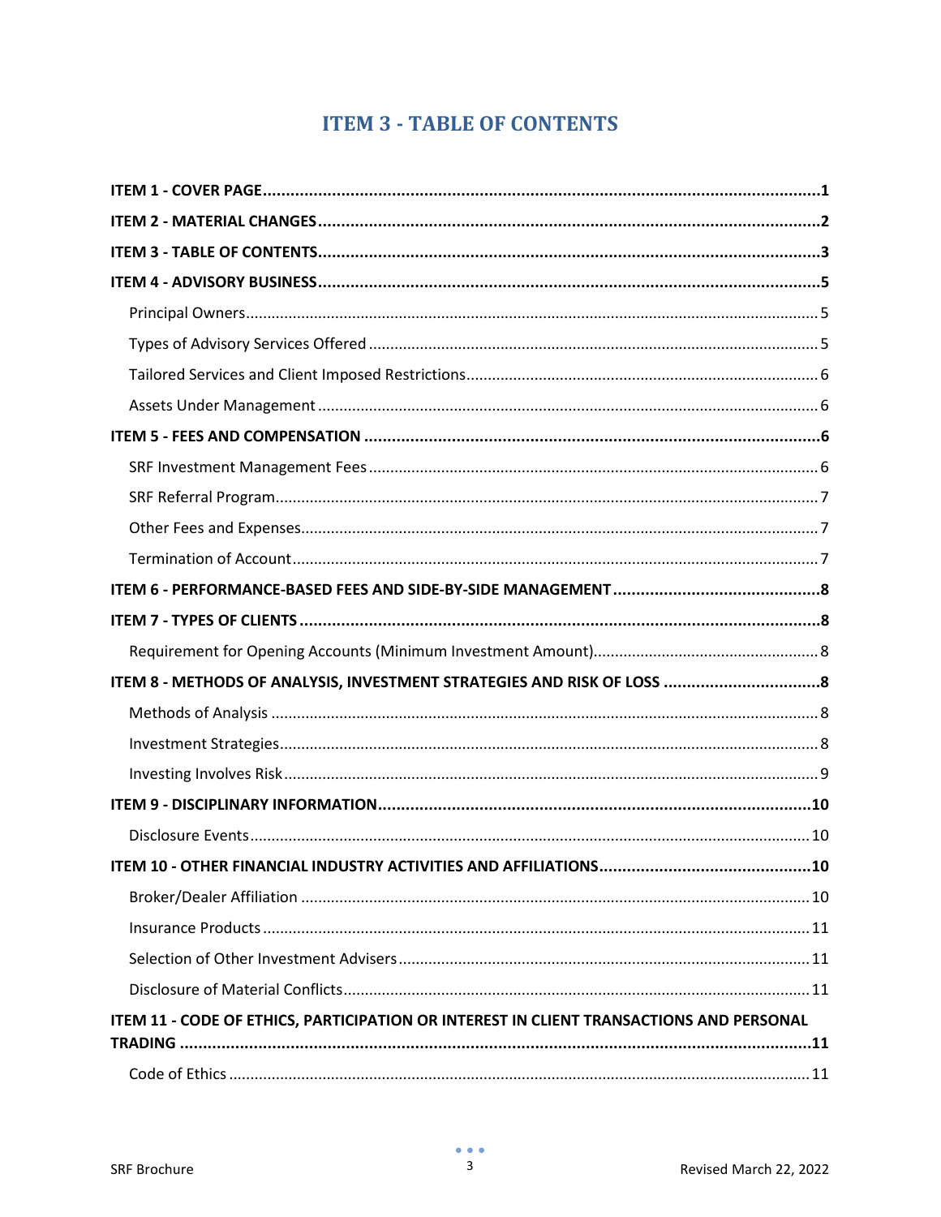# ITEM 3 - TABLE OF CONTENTS

**ITEM 1 - COVER PAGE ........................................................................................................ 1**

**ITEM 2 - MATERIAL CHANGES ............................................................................................... 2**

**ITEM 3 - TABLE OF CONTENTS ............................................................................................. 3**

**ITEM 4 - ADVISORY BUSINESS ............................................................................................. 5**

Principal Owners ........................................................................................................ 5

Types of Advisory Services Offered ........................................................................... 5

Tailored Services and Client Imposed Restrictions ..................................................... 6

Assets Under Management ........................................................................................ 6

**ITEM 5 - FEES AND COMPENSATION .................................................................................... 6**

SRF Investment Management Fees ............................................................................ 6

SRF Referral Program ................................................................................................ 7

Other Fees and Expenses ........................................................................................... 7

Termination of Account ............................................................................................. 7

**ITEM 6 - PERFORMANCE-BASED FEES AND SIDE-BY-SIDE MANAGEMENT ............................. 8**

**ITEM 7 - TYPES OF CLIENTS .................................................................................................. 8**

Requirement for Opening Accounts (Minimum Investment Amount) ........................... 8

**ITEM 8 - METHODS OF ANALYSIS, INVESTMENT STRATEGIES AND RISK OF LOSS ................... 8**

Methods of Analysis ................................................................................................... 8

Investment Strategies ................................................................................................ 8

Investing Involves Risk ............................................................................................... 9

**ITEM 9 - DISCIPLINARY INFORMATION ............................................................................... 10**

Disclosure Events ..................................................................................................... 10

**ITEM 10 - OTHER FINANCIAL INDUSTRY ACTIVITIES AND AFFILIATIONS ............................... 10**

Broker/Dealer Affiliation .......................................................................................... 10

Insurance Products ................................................................................................... 11

Selection of Other Investment Advisers .................................................................... 11

Disclosure of Material Conflicts ................................................................................ 11

**ITEM 11 - CODE OF ETHICS, PARTICIPATION OR INTEREST IN CLIENT TRANSACTIONS AND PERSONAL TRADING ......................................................................................................... 11**

Code of Ethics .......................................................................................................... 11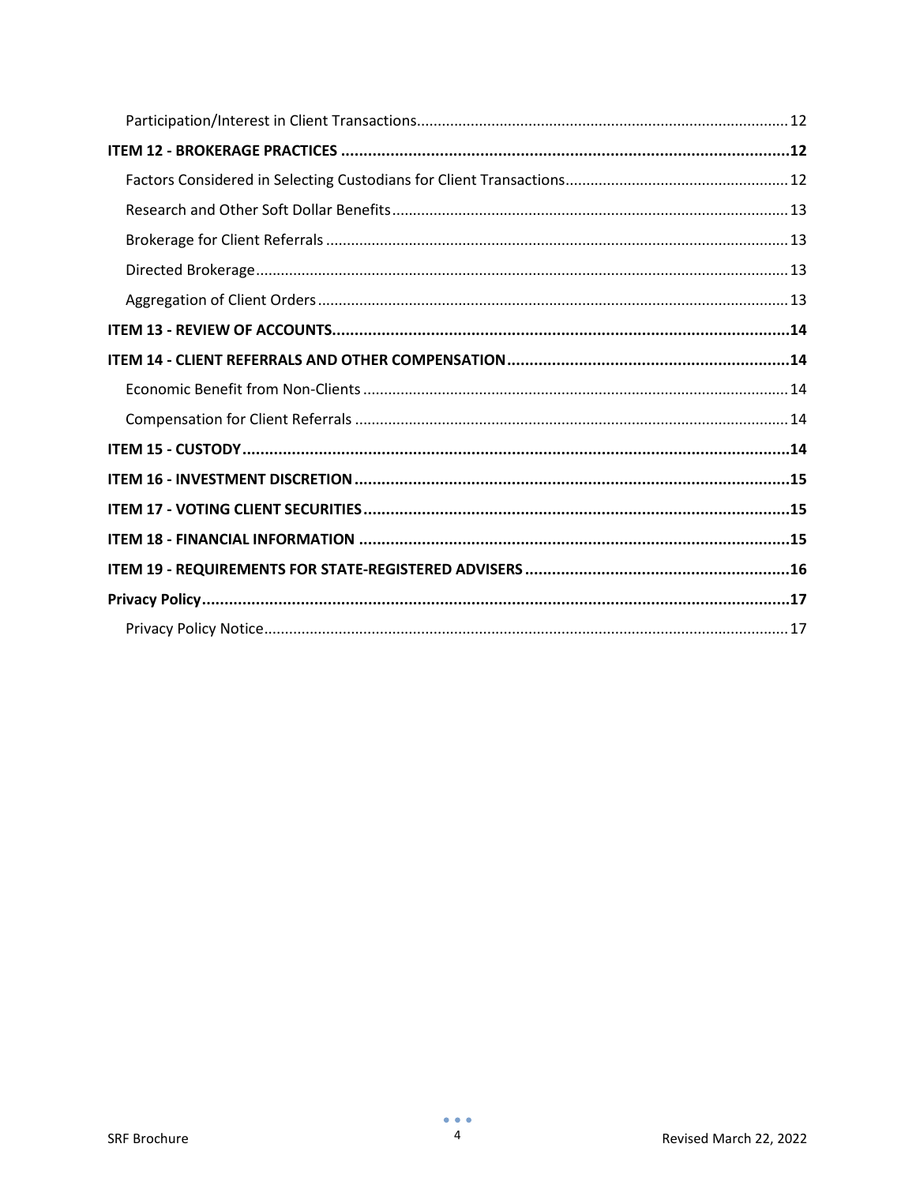Participation/Interest in Client Transactions.....12

**ITEM 12 - BROKERAGE PRACTICES .....12**

Factors Considered in Selecting Custodians for Client Transactions.....12

Research and Other Soft Dollar Benefits.....13

Brokerage for Client Referrals.....13

Directed Brokerage.....13

Aggregation of Client Orders.....13

**ITEM 13 - REVIEW OF ACCOUNTS.....14**

**ITEM 14 - CLIENT REFERRALS AND OTHER COMPENSATION.....14**

Economic Benefit from Non-Clients.....14

Compensation for Client Referrals.....14

**ITEM 15 - CUSTODY.....14**

**ITEM 16 - INVESTMENT DISCRETION.....15**

**ITEM 17 - VOTING CLIENT SECURITIES.....15**

**ITEM 18 - FINANCIAL INFORMATION.....15**

**ITEM 19 - REQUIREMENTS FOR STATE-REGISTERED ADVISERS.....16**

**Privacy Policy.....17**

Privacy Policy Notice.....17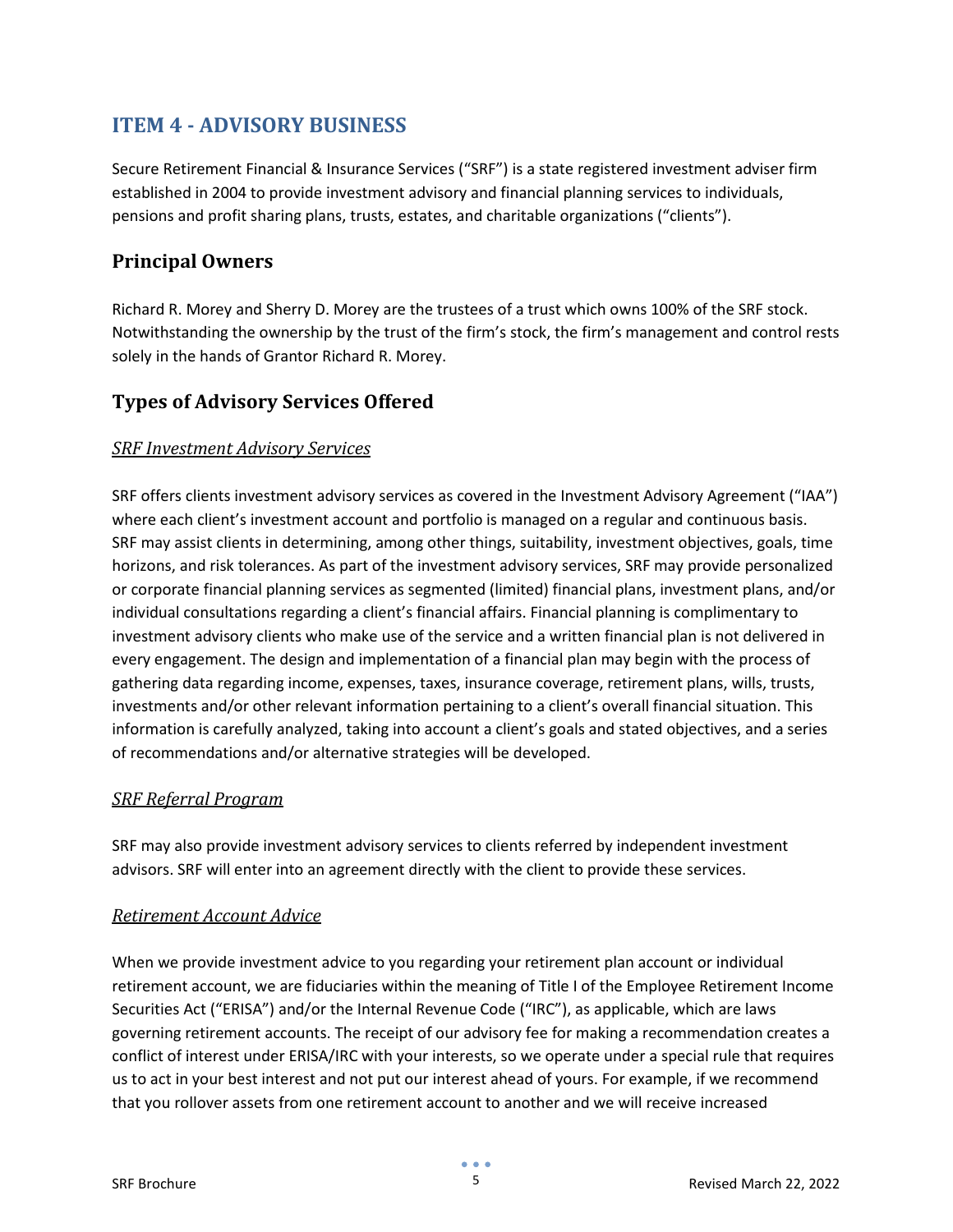# ITEM 4 - ADVISORY BUSINESS

Secure Retirement Financial & Insurance Services ("SRF") is a state registered investment adviser firm established in 2004 to provide investment advisory and financial planning services to individuals, pensions and profit sharing plans, trusts, estates, and charitable organizations ("clients").

## Principal Owners

Richard R. Morey and Sherry D. Morey are the trustees of a trust which owns 100% of the SRF stock. Notwithstanding the ownership by the trust of the firm's stock, the firm's management and control rests solely in the hands of Grantor Richard R. Morey.

## Types of Advisory Services Offered

### *SRF Investment Advisory Services*

SRF offers clients investment advisory services as covered in the Investment Advisory Agreement ("IAA") where each client's investment account and portfolio is managed on a regular and continuous basis. SRF may assist clients in determining, among other things, suitability, investment objectives, goals, time horizons, and risk tolerances. As part of the investment advisory services, SRF may provide personalized or corporate financial planning services as segmented (limited) financial plans, investment plans, and/or individual consultations regarding a client's financial affairs. Financial planning is complimentary to investment advisory clients who make use of the service and a written financial plan is not delivered in every engagement. The design and implementation of a financial plan may begin with the process of gathering data regarding income, expenses, taxes, insurance coverage, retirement plans, wills, trusts, investments and/or other relevant information pertaining to a client's overall financial situation. This information is carefully analyzed, taking into account a client's goals and stated objectives, and a series of recommendations and/or alternative strategies will be developed.

### *SRF Referral Program*

SRF may also provide investment advisory services to clients referred by independent investment advisors. SRF will enter into an agreement directly with the client to provide these services.

### *Retirement Account Advice*

When we provide investment advice to you regarding your retirement plan account or individual retirement account, we are fiduciaries within the meaning of Title I of the Employee Retirement Income Securities Act ("ERISA") and/or the Internal Revenue Code ("IRC"), as applicable, which are laws governing retirement accounts. The receipt of our advisory fee for making a recommendation creates a conflict of interest under ERISA/IRC with your interests, so we operate under a special rule that requires us to act in your best interest and not put our interest ahead of yours. For example, if we recommend that you rollover assets from one retirement account to another and we will receive increased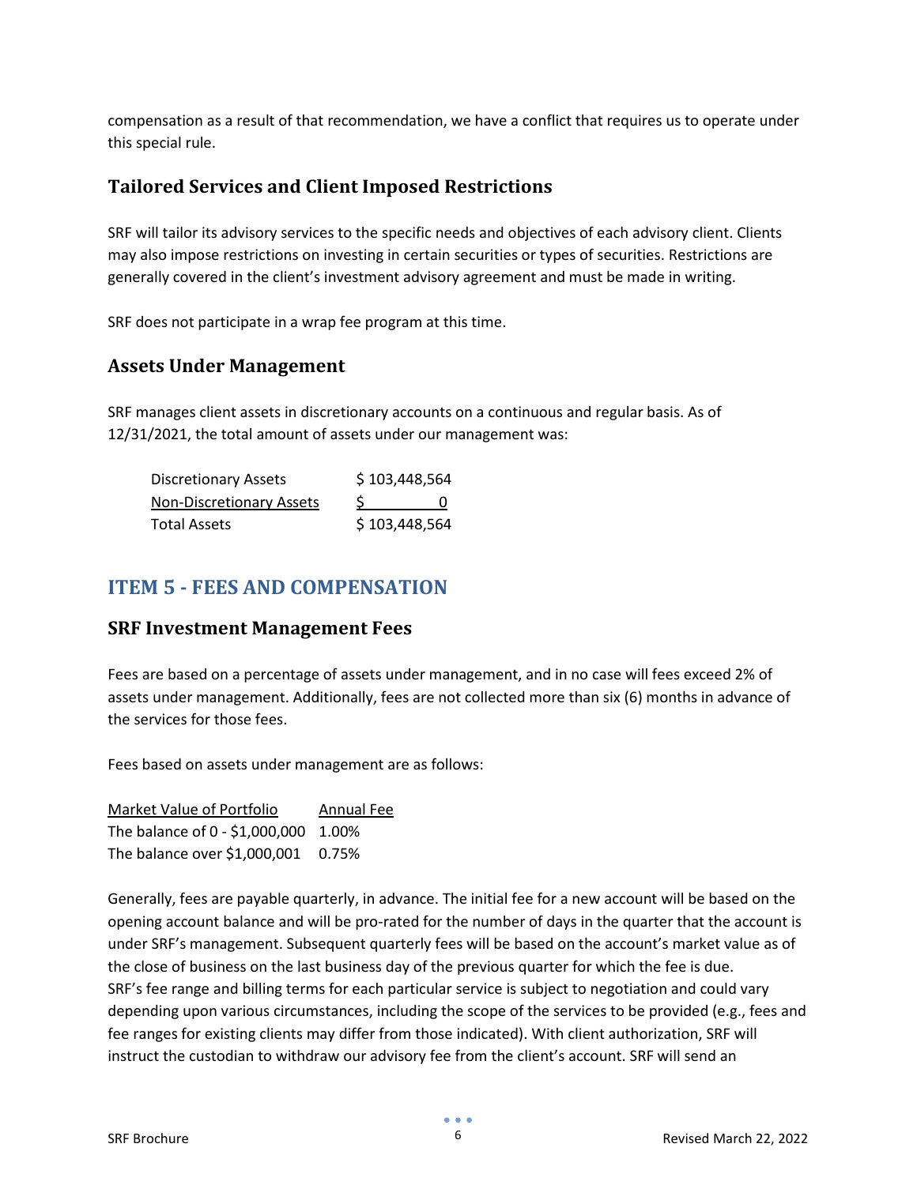compensation as a result of that recommendation, we have a conflict that requires us to operate under this special rule.

### Tailored Services and Client Imposed Restrictions

SRF will tailor its advisory services to the specific needs and objectives of each advisory client. Clients may also impose restrictions on investing in certain securities or types of securities. Restrictions are generally covered in the client's investment advisory agreement and must be made in writing.

SRF does not participate in a wrap fee program at this time.

### Assets Under Management

SRF manages client assets in discretionary accounts on a continuous and regular basis. As of 12/31/2021, the total amount of assets under our management was:

| | |
|---|---|
| Discretionary Assets | $ 103,448,564 |
| Non-Discretionary Assets | $ 0 |
| Total Assets | $ 103,448,564 |

## ITEM 5 - FEES AND COMPENSATION

### SRF Investment Management Fees

Fees are based on a percentage of assets under management, and in no case will fees exceed 2% of assets under management. Additionally, fees are not collected more than six (6) months in advance of the services for those fees.

Fees based on assets under management are as follows:

| Market Value of Portfolio | Annual Fee |
|---|---|
| The balance of 0 - $1,000,000 | 1.00% |
| The balance over $1,000,001 | 0.75% |

Generally, fees are payable quarterly, in advance. The initial fee for a new account will be based on the opening account balance and will be pro-rated for the number of days in the quarter that the account is under SRF's management. Subsequent quarterly fees will be based on the account's market value as of the close of business on the last business day of the previous quarter for which the fee is due. SRF's fee range and billing terms for each particular service is subject to negotiation and could vary depending upon various circumstances, including the scope of the services to be provided (e.g., fees and fee ranges for existing clients may differ from those indicated). With client authorization, SRF will instruct the custodian to withdraw our advisory fee from the client's account. SRF will send an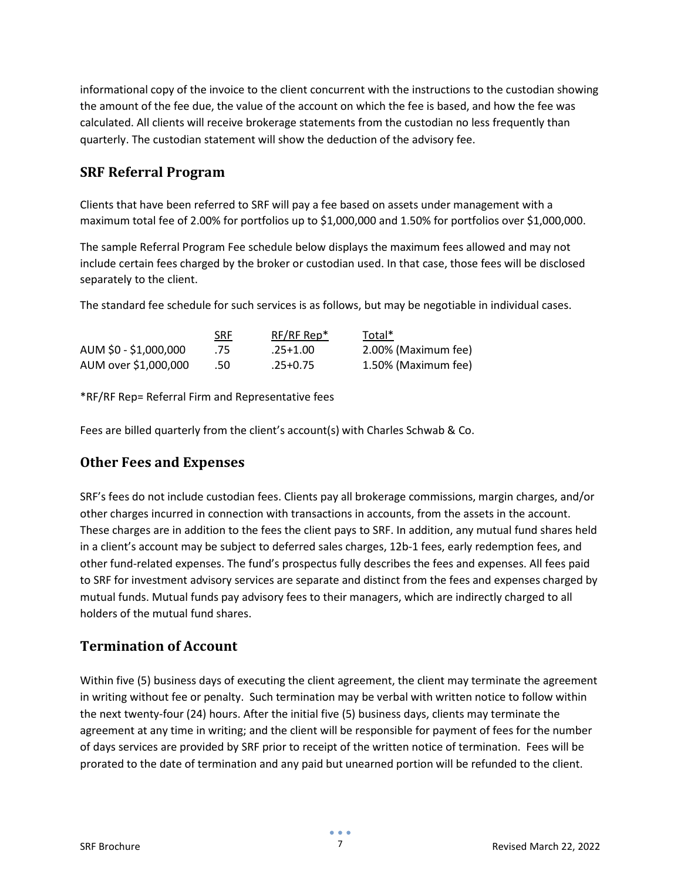informational copy of the invoice to the client concurrent with the instructions to the custodian showing the amount of the fee due, the value of the account on which the fee is based, and how the fee was calculated. All clients will receive brokerage statements from the custodian no less frequently than quarterly. The custodian statement will show the deduction of the advisory fee.

## SRF Referral Program

Clients that have been referred to SRF will pay a fee based on assets under management with a maximum total fee of 2.00% for portfolios up to $1,000,000 and 1.50% for portfolios over $1,000,000.

The sample Referral Program Fee schedule below displays the maximum fees allowed and may not include certain fees charged by the broker or custodian used. In that case, those fees will be disclosed separately to the client.

The standard fee schedule for such services is as follows, but may be negotiable in individual cases.

| | SRF | RF/RF Rep* | Total* |
|---|---|---|---|
| AUM $0 - $1,000,000 | .75 | .25+1.00 | 2.00% (Maximum fee) |
| AUM over $1,000,000 | .50 | .25+0.75 | 1.50% (Maximum fee) |

*RF/RF Rep= Referral Firm and Representative fees

Fees are billed quarterly from the client's account(s) with Charles Schwab & Co.

## Other Fees and Expenses

SRF's fees do not include custodian fees. Clients pay all brokerage commissions, margin charges, and/or other charges incurred in connection with transactions in accounts, from the assets in the account. These charges are in addition to the fees the client pays to SRF. In addition, any mutual fund shares held in a client's account may be subject to deferred sales charges, 12b-1 fees, early redemption fees, and other fund-related expenses. The fund's prospectus fully describes the fees and expenses. All fees paid to SRF for investment advisory services are separate and distinct from the fees and expenses charged by mutual funds. Mutual funds pay advisory fees to their managers, which are indirectly charged to all holders of the mutual fund shares.

## Termination of Account

Within five (5) business days of executing the client agreement, the client may terminate the agreement in writing without fee or penalty. Such termination may be verbal with written notice to follow within the next twenty-four (24) hours. After the initial five (5) business days, clients may terminate the agreement at any time in writing; and the client will be responsible for payment of fees for the number of days services are provided by SRF prior to receipt of the written notice of termination. Fees will be prorated to the date of termination and any paid but unearned portion will be refunded to the client.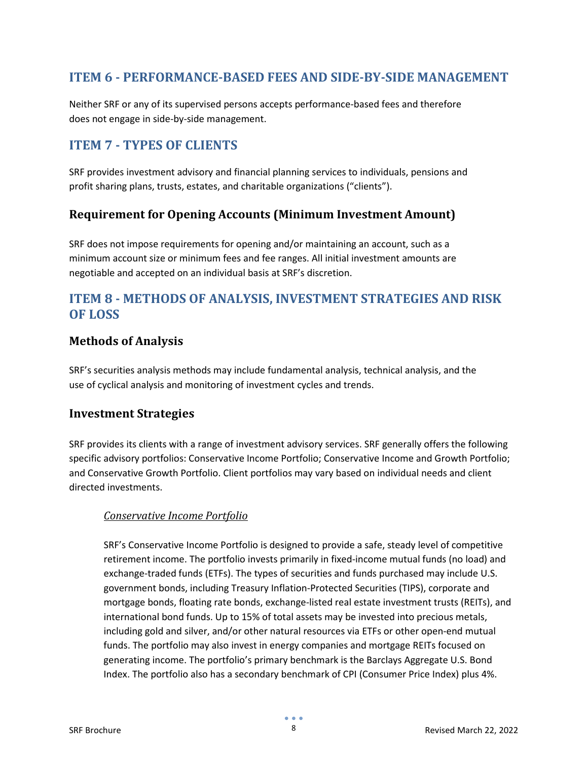## ITEM 6 - PERFORMANCE-BASED FEES AND SIDE-BY-SIDE MANAGEMENT

Neither SRF or any of its supervised persons accepts performance-based fees and therefore does not engage in side-by-side management.

## ITEM 7 - TYPES OF CLIENTS

SRF provides investment advisory and financial planning services to individuals, pensions and profit sharing plans, trusts, estates, and charitable organizations ("clients").

### Requirement for Opening Accounts (Minimum Investment Amount)

SRF does not impose requirements for opening and/or maintaining an account, such as a minimum account size or minimum fees and fee ranges. All initial investment amounts are negotiable and accepted on an individual basis at SRF's discretion.

## ITEM 8 - METHODS OF ANALYSIS, INVESTMENT STRATEGIES AND RISK OF LOSS

### Methods of Analysis

SRF's securities analysis methods may include fundamental analysis, technical analysis, and the use of cyclical analysis and monitoring of investment cycles and trends.

### Investment Strategies

SRF provides its clients with a range of investment advisory services. SRF generally offers the following specific advisory portfolios: Conservative Income Portfolio; Conservative Income and Growth Portfolio; and Conservative Growth Portfolio. Client portfolios may vary based on individual needs and client directed investments.

*Conservative Income Portfolio*

SRF's Conservative Income Portfolio is designed to provide a safe, steady level of competitive retirement income. The portfolio invests primarily in fixed-income mutual funds (no load) and exchange-traded funds (ETFs). The types of securities and funds purchased may include U.S. government bonds, including Treasury Inflation-Protected Securities (TIPS), corporate and mortgage bonds, floating rate bonds, exchange-listed real estate investment trusts (REITs), and international bond funds. Up to 15% of total assets may be invested into precious metals, including gold and silver, and/or other natural resources via ETFs or other open-end mutual funds. The portfolio may also invest in energy companies and mortgage REITs focused on generating income. The portfolio's primary benchmark is the Barclays Aggregate U.S. Bond Index. The portfolio also has a secondary benchmark of CPI (Consumer Price Index) plus 4%.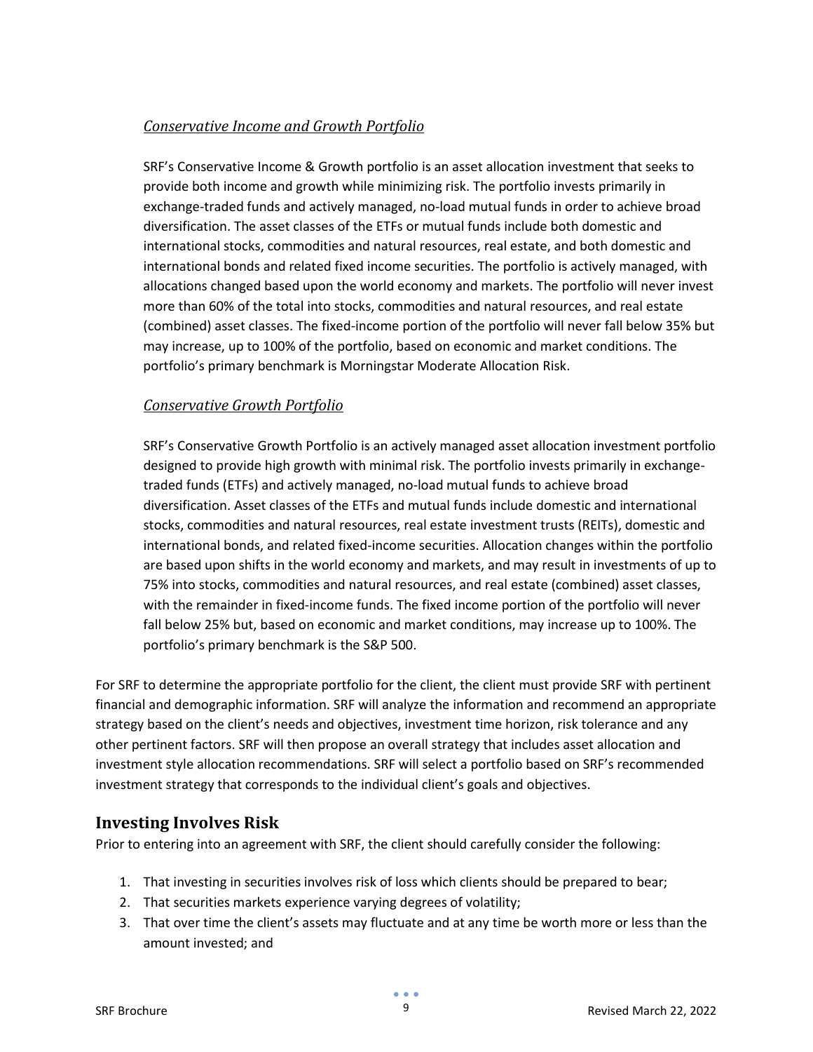*Conservative Income and Growth Portfolio*

SRF's Conservative Income & Growth portfolio is an asset allocation investment that seeks to provide both income and growth while minimizing risk. The portfolio invests primarily in exchange-traded funds and actively managed, no-load mutual funds in order to achieve broad diversification. The asset classes of the ETFs or mutual funds include both domestic and international stocks, commodities and natural resources, real estate, and both domestic and international bonds and related fixed income securities. The portfolio is actively managed, with allocations changed based upon the world economy and markets. The portfolio will never invest more than 60% of the total into stocks, commodities and natural resources, and real estate (combined) asset classes. The fixed-income portion of the portfolio will never fall below 35% but may increase, up to 100% of the portfolio, based on economic and market conditions. The portfolio's primary benchmark is Morningstar Moderate Allocation Risk.

*Conservative Growth Portfolio*

SRF's Conservative Growth Portfolio is an actively managed asset allocation investment portfolio designed to provide high growth with minimal risk. The portfolio invests primarily in exchange-traded funds (ETFs) and actively managed, no-load mutual funds to achieve broad diversification. Asset classes of the ETFs and mutual funds include domestic and international stocks, commodities and natural resources, real estate investment trusts (REITs), domestic and international bonds, and related fixed-income securities. Allocation changes within the portfolio are based upon shifts in the world economy and markets, and may result in investments of up to 75% into stocks, commodities and natural resources, and real estate (combined) asset classes, with the remainder in fixed-income funds. The fixed income portion of the portfolio will never fall below 25% but, based on economic and market conditions, may increase up to 100%. The portfolio's primary benchmark is the S&P 500.

For SRF to determine the appropriate portfolio for the client, the client must provide SRF with pertinent financial and demographic information. SRF will analyze the information and recommend an appropriate strategy based on the client's needs and objectives, investment time horizon, risk tolerance and any other pertinent factors. SRF will then propose an overall strategy that includes asset allocation and investment style allocation recommendations. SRF will select a portfolio based on SRF's recommended investment strategy that corresponds to the individual client's goals and objectives.

## Investing Involves Risk

Prior to entering into an agreement with SRF, the client should carefully consider the following:

1. That investing in securities involves risk of loss which clients should be prepared to bear;
2. That securities markets experience varying degrees of volatility;
3. That over time the client's assets may fluctuate and at any time be worth more or less than the amount invested; and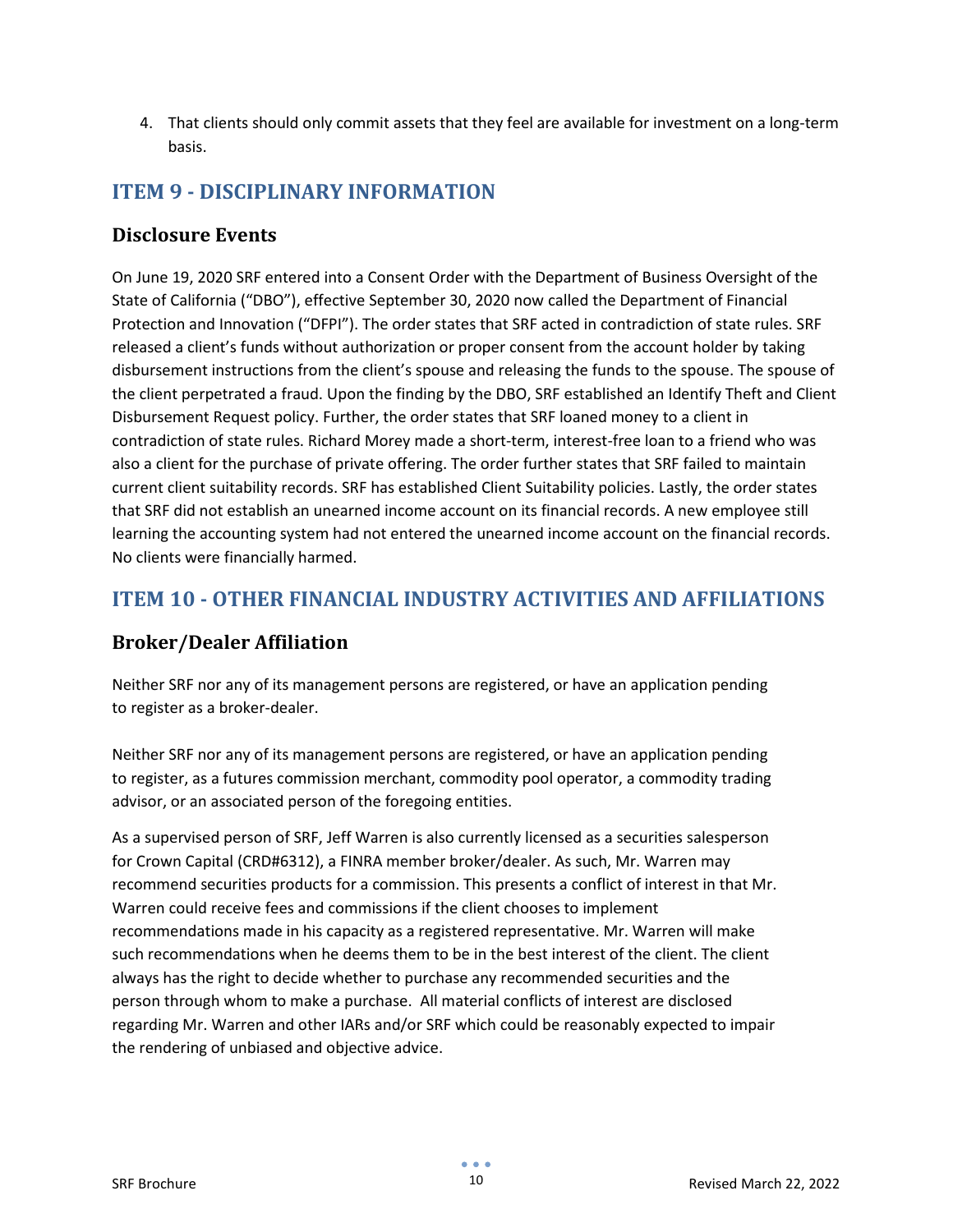4. That clients should only commit assets that they feel are available for investment on a long-term basis.

## ITEM 9 - DISCIPLINARY INFORMATION

### Disclosure Events

On June 19, 2020 SRF entered into a Consent Order with the Department of Business Oversight of the State of California ("DBO"), effective September 30, 2020 now called the Department of Financial Protection and Innovation ("DFPI"). The order states that SRF acted in contradiction of state rules. SRF released a client's funds without authorization or proper consent from the account holder by taking disbursement instructions from the client's spouse and releasing the funds to the spouse. The spouse of the client perpetrated a fraud. Upon the finding by the DBO, SRF established an Identify Theft and Client Disbursement Request policy. Further, the order states that SRF loaned money to a client in contradiction of state rules. Richard Morey made a short-term, interest-free loan to a friend who was also a client for the purchase of private offering. The order further states that SRF failed to maintain current client suitability records. SRF has established Client Suitability policies. Lastly, the order states that SRF did not establish an unearned income account on its financial records. A new employee still learning the accounting system had not entered the unearned income account on the financial records. No clients were financially harmed.

## ITEM 10 - OTHER FINANCIAL INDUSTRY ACTIVITIES AND AFFILIATIONS

### Broker/Dealer Affiliation

Neither SRF nor any of its management persons are registered, or have an application pending to register as a broker-dealer.

Neither SRF nor any of its management persons are registered, or have an application pending to register, as a futures commission merchant, commodity pool operator, a commodity trading advisor, or an associated person of the foregoing entities.

As a supervised person of SRF, Jeff Warren is also currently licensed as a securities salesperson for Crown Capital (CRD#6312), a FINRA member broker/dealer. As such, Mr. Warren may recommend securities products for a commission. This presents a conflict of interest in that Mr. Warren could receive fees and commissions if the client chooses to implement recommendations made in his capacity as a registered representative. Mr. Warren will make such recommendations when he deems them to be in the best interest of the client. The client always has the right to decide whether to purchase any recommended securities and the person through whom to make a purchase. All material conflicts of interest are disclosed regarding Mr. Warren and other IARs and/or SRF which could be reasonably expected to impair the rendering of unbiased and objective advice.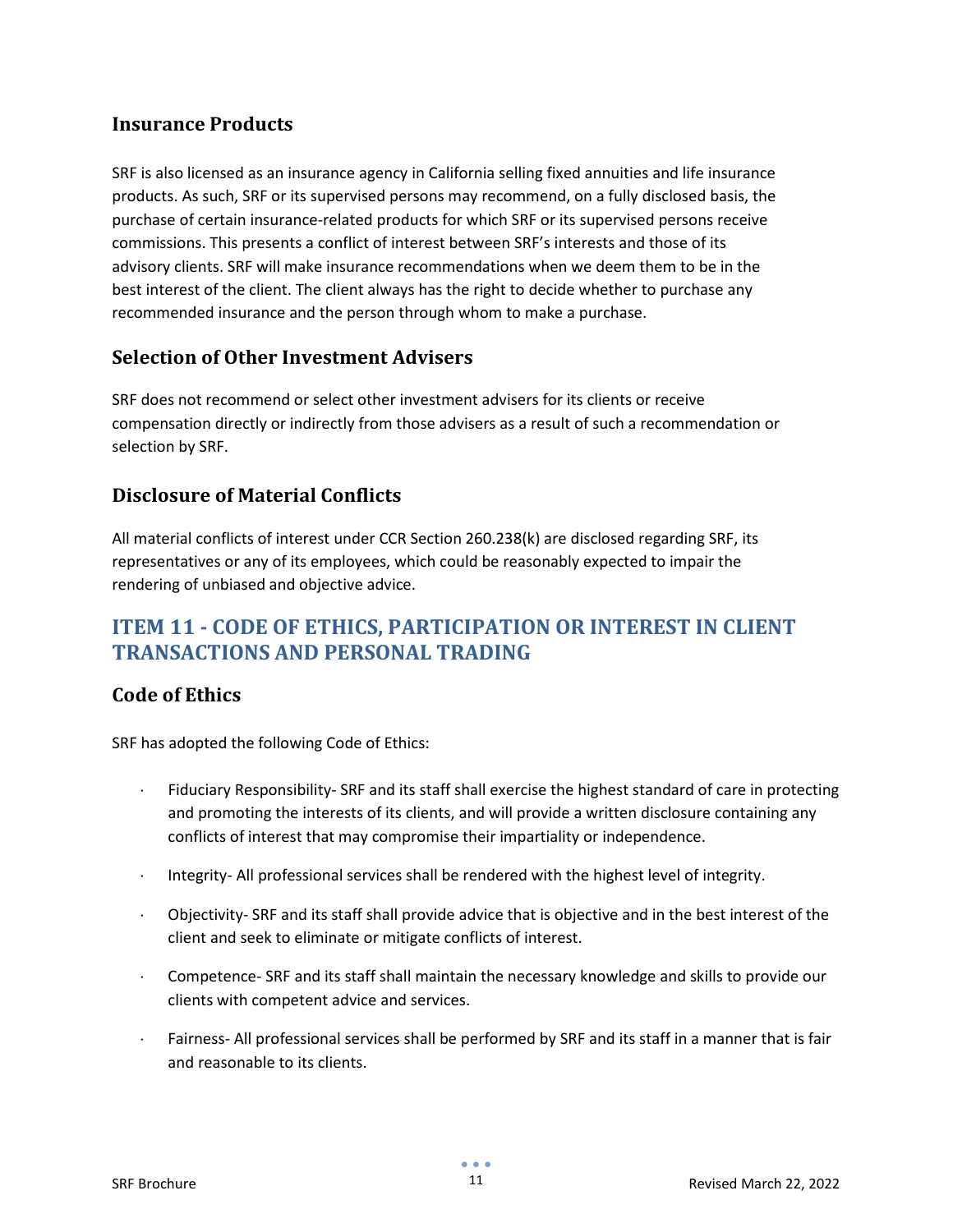### Insurance Products

SRF is also licensed as an insurance agency in California selling fixed annuities and life insurance products. As such, SRF or its supervised persons may recommend, on a fully disclosed basis, the purchase of certain insurance-related products for which SRF or its supervised persons receive commissions. This presents a conflict of interest between SRF's interests and those of its advisory clients. SRF will make insurance recommendations when we deem them to be in the best interest of the client. The client always has the right to decide whether to purchase any recommended insurance and the person through whom to make a purchase.

### Selection of Other Investment Advisers

SRF does not recommend or select other investment advisers for its clients or receive compensation directly or indirectly from those advisers as a result of such a recommendation or selection by SRF.

### Disclosure of Material Conflicts

All material conflicts of interest under CCR Section 260.238(k) are disclosed regarding SRF, its representatives or any of its employees, which could be reasonably expected to impair the rendering of unbiased and objective advice.

## ITEM 11 - CODE OF ETHICS, PARTICIPATION OR INTEREST IN CLIENT TRANSACTIONS AND PERSONAL TRADING

### Code of Ethics

SRF has adopted the following Code of Ethics:

- Fiduciary Responsibility- SRF and its staff shall exercise the highest standard of care in protecting and promoting the interests of its clients, and will provide a written disclosure containing any conflicts of interest that may compromise their impartiality or independence.
- Integrity- All professional services shall be rendered with the highest level of integrity.
- Objectivity- SRF and its staff shall provide advice that is objective and in the best interest of the client and seek to eliminate or mitigate conflicts of interest.
- Competence- SRF and its staff shall maintain the necessary knowledge and skills to provide our clients with competent advice and services.
- Fairness- All professional services shall be performed by SRF and its staff in a manner that is fair and reasonable to its clients.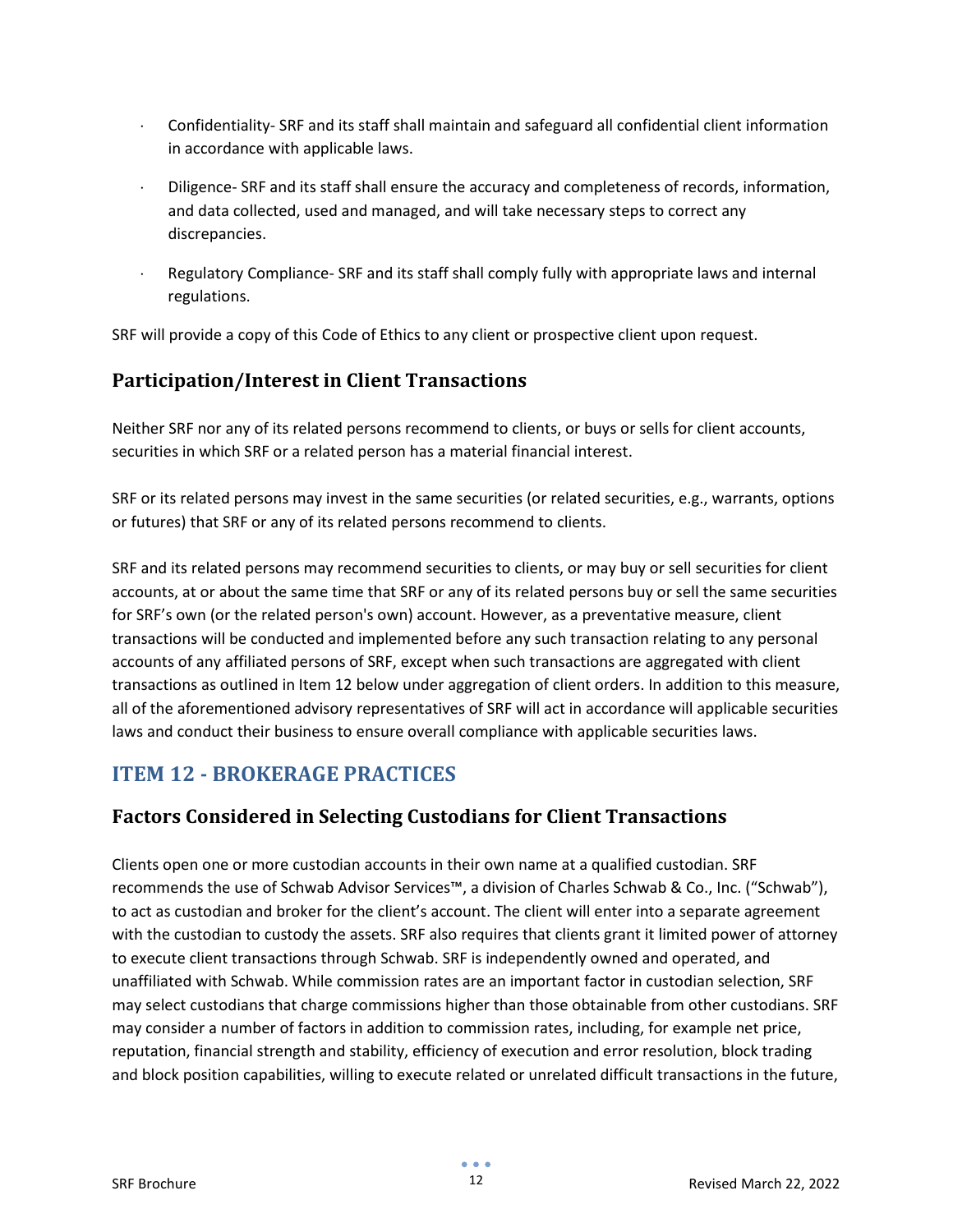- Confidentiality- SRF and its staff shall maintain and safeguard all confidential client information in accordance with applicable laws.
- Diligence- SRF and its staff shall ensure the accuracy and completeness of records, information, and data collected, used and managed, and will take necessary steps to correct any discrepancies.
- Regulatory Compliance- SRF and its staff shall comply fully with appropriate laws and internal regulations.

SRF will provide a copy of this Code of Ethics to any client or prospective client upon request.

## Participation/Interest in Client Transactions

Neither SRF nor any of its related persons recommend to clients, or buys or sells for client accounts, securities in which SRF or a related person has a material financial interest.

SRF or its related persons may invest in the same securities (or related securities, e.g., warrants, options or futures) that SRF or any of its related persons recommend to clients.

SRF and its related persons may recommend securities to clients, or may buy or sell securities for client accounts, at or about the same time that SRF or any of its related persons buy or sell the same securities for SRF's own (or the related person's own) account. However, as a preventative measure, client transactions will be conducted and implemented before any such transaction relating to any personal accounts of any affiliated persons of SRF, except when such transactions are aggregated with client transactions as outlined in Item 12 below under aggregation of client orders. In addition to this measure, all of the aforementioned advisory representatives of SRF will act in accordance will applicable securities laws and conduct their business to ensure overall compliance with applicable securities laws.

# ITEM 12 - BROKERAGE PRACTICES

## Factors Considered in Selecting Custodians for Client Transactions

Clients open one or more custodian accounts in their own name at a qualified custodian. SRF recommends the use of Schwab Advisor Services™, a division of Charles Schwab & Co., Inc. ("Schwab"), to act as custodian and broker for the client's account. The client will enter into a separate agreement with the custodian to custody the assets. SRF also requires that clients grant it limited power of attorney to execute client transactions through Schwab. SRF is independently owned and operated, and unaffiliated with Schwab. While commission rates are an important factor in custodian selection, SRF may select custodians that charge commissions higher than those obtainable from other custodians. SRF may consider a number of factors in addition to commission rates, including, for example net price, reputation, financial strength and stability, efficiency of execution and error resolution, block trading and block position capabilities, willing to execute related or unrelated difficult transactions in the future,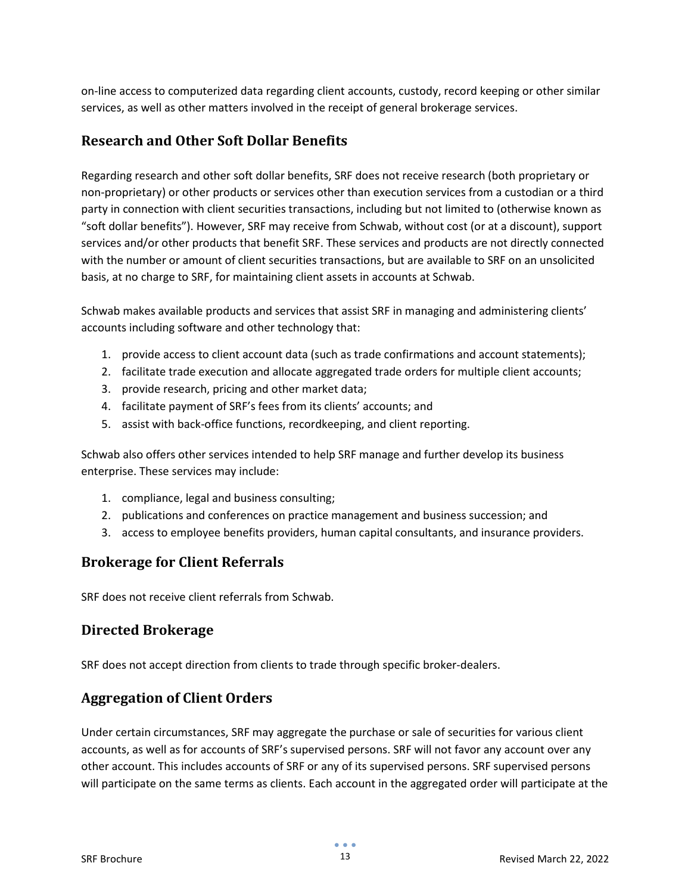on-line access to computerized data regarding client accounts, custody, record keeping or other similar services, as well as other matters involved in the receipt of general brokerage services.

## Research and Other Soft Dollar Benefits

Regarding research and other soft dollar benefits, SRF does not receive research (both proprietary or non-proprietary) or other products or services other than execution services from a custodian or a third party in connection with client securities transactions, including but not limited to (otherwise known as "soft dollar benefits"). However, SRF may receive from Schwab, without cost (or at a discount), support services and/or other products that benefit SRF. These services and products are not directly connected with the number or amount of client securities transactions, but are available to SRF on an unsolicited basis, at no charge to SRF, for maintaining client assets in accounts at Schwab.

Schwab makes available products and services that assist SRF in managing and administering clients' accounts including software and other technology that:

1. provide access to client account data (such as trade confirmations and account statements);
2. facilitate trade execution and allocate aggregated trade orders for multiple client accounts;
3. provide research, pricing and other market data;
4. facilitate payment of SRF's fees from its clients' accounts; and
5. assist with back-office functions, recordkeeping, and client reporting.

Schwab also offers other services intended to help SRF manage and further develop its business enterprise. These services may include:

1. compliance, legal and business consulting;
2. publications and conferences on practice management and business succession; and
3. access to employee benefits providers, human capital consultants, and insurance providers.

## Brokerage for Client Referrals

SRF does not receive client referrals from Schwab.

## Directed Brokerage

SRF does not accept direction from clients to trade through specific broker-dealers.

## Aggregation of Client Orders

Under certain circumstances, SRF may aggregate the purchase or sale of securities for various client accounts, as well as for accounts of SRF's supervised persons. SRF will not favor any account over any other account. This includes accounts of SRF or any of its supervised persons. SRF supervised persons will participate on the same terms as clients. Each account in the aggregated order will participate at the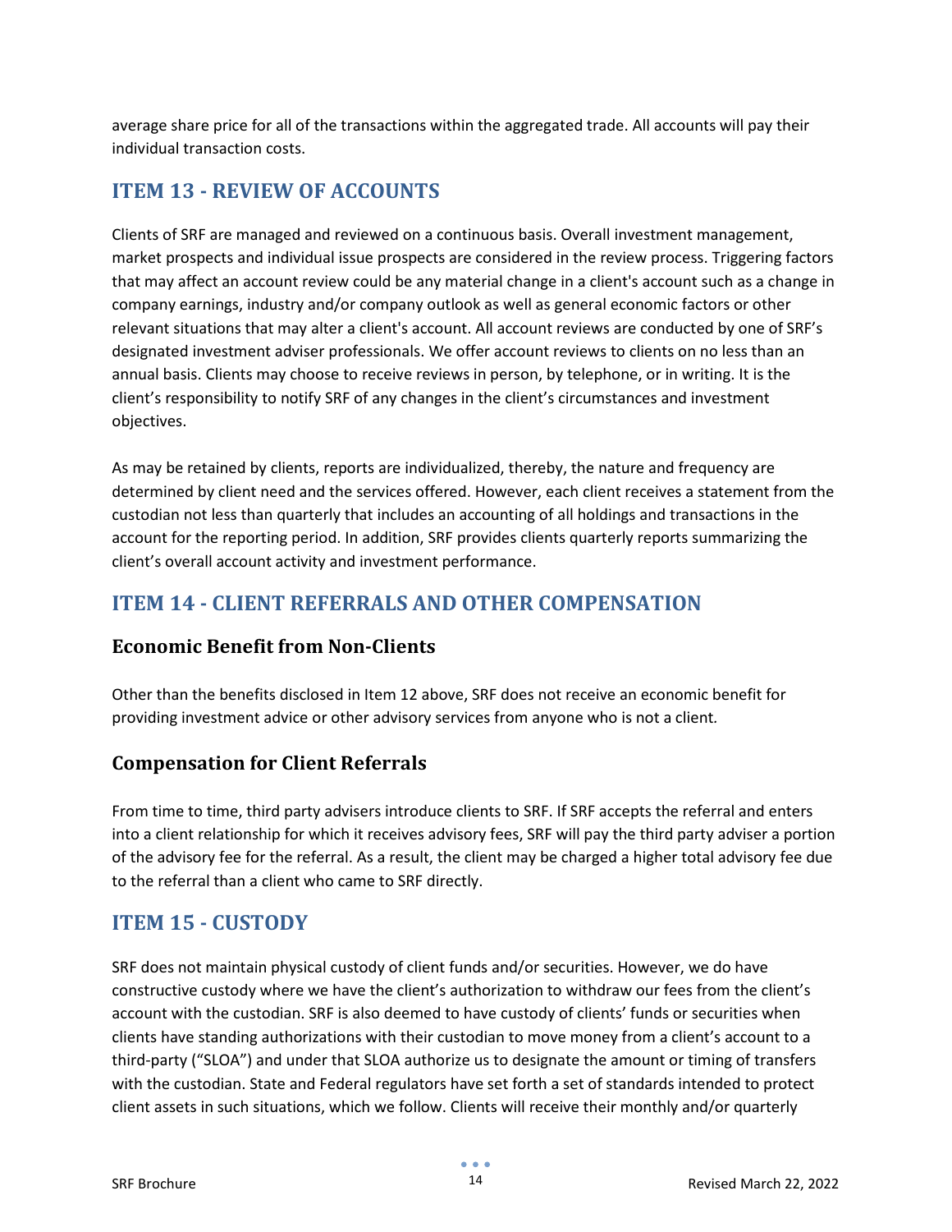average share price for all of the transactions within the aggregated trade. All accounts will pay their individual transaction costs.

## ITEM 13 - REVIEW OF ACCOUNTS

Clients of SRF are managed and reviewed on a continuous basis. Overall investment management, market prospects and individual issue prospects are considered in the review process. Triggering factors that may affect an account review could be any material change in a client's account such as a change in company earnings, industry and/or company outlook as well as general economic factors or other relevant situations that may alter a client's account. All account reviews are conducted by one of SRF's designated investment adviser professionals. We offer account reviews to clients on no less than an annual basis. Clients may choose to receive reviews in person, by telephone, or in writing. It is the client's responsibility to notify SRF of any changes in the client's circumstances and investment objectives.

As may be retained by clients, reports are individualized, thereby, the nature and frequency are determined by client need and the services offered. However, each client receives a statement from the custodian not less than quarterly that includes an accounting of all holdings and transactions in the account for the reporting period. In addition, SRF provides clients quarterly reports summarizing the client's overall account activity and investment performance.

## ITEM 14 - CLIENT REFERRALS AND OTHER COMPENSATION

### Economic Benefit from Non-Clients

Other than the benefits disclosed in Item 12 above, SRF does not receive an economic benefit for providing investment advice or other advisory services from anyone who is not a client.

### Compensation for Client Referrals

From time to time, third party advisers introduce clients to SRF. If SRF accepts the referral and enters into a client relationship for which it receives advisory fees, SRF will pay the third party adviser a portion of the advisory fee for the referral. As a result, the client may be charged a higher total advisory fee due to the referral than a client who came to SRF directly.

## ITEM 15 - CUSTODY

SRF does not maintain physical custody of client funds and/or securities. However, we do have constructive custody where we have the client's authorization to withdraw our fees from the client's account with the custodian. SRF is also deemed to have custody of clients' funds or securities when clients have standing authorizations with their custodian to move money from a client's account to a third-party ("SLOA") and under that SLOA authorize us to designate the amount or timing of transfers with the custodian. State and Federal regulators have set forth a set of standards intended to protect client assets in such situations, which we follow. Clients will receive their monthly and/or quarterly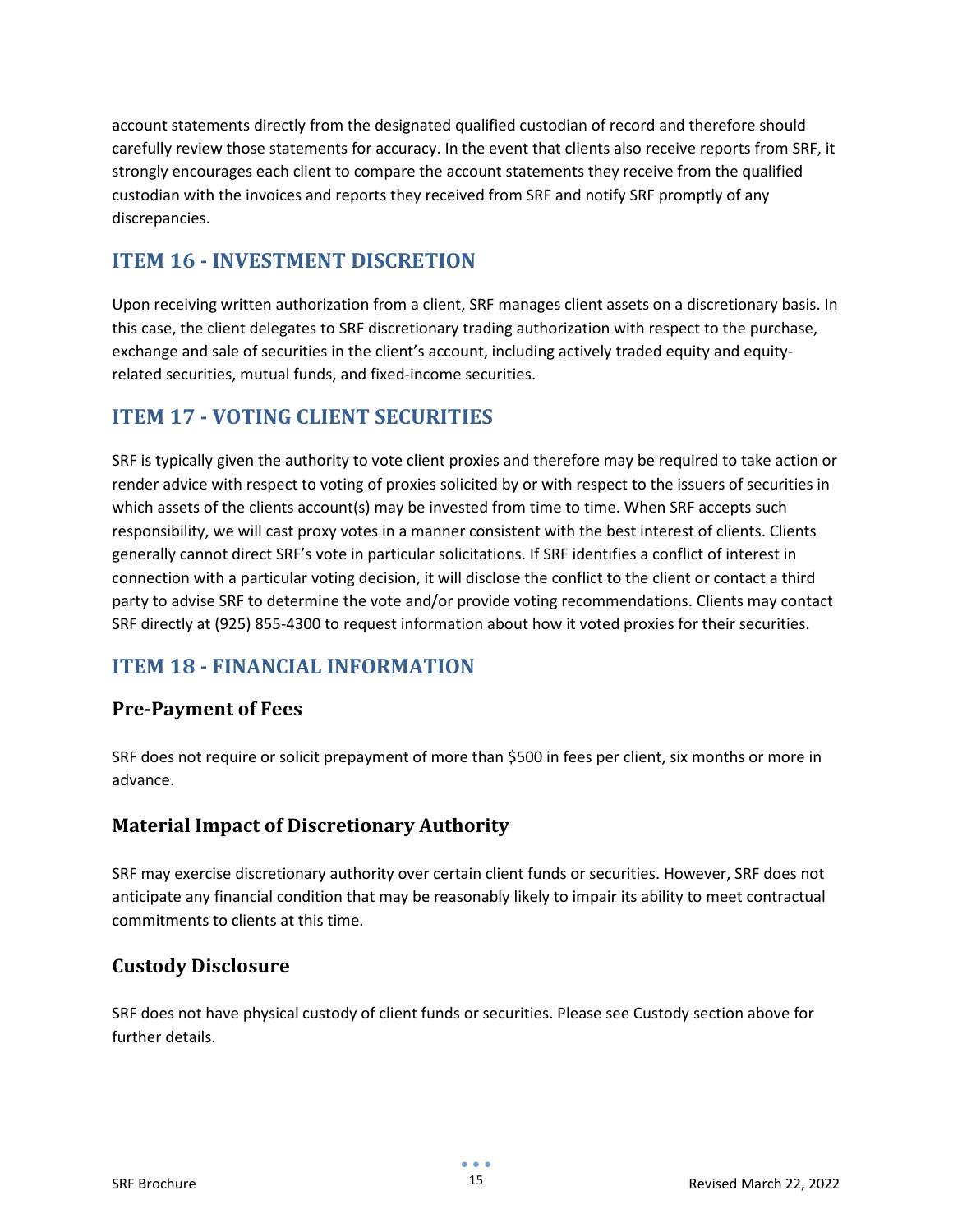account statements directly from the designated qualified custodian of record and therefore should carefully review those statements for accuracy. In the event that clients also receive reports from SRF, it strongly encourages each client to compare the account statements they receive from the qualified custodian with the invoices and reports they received from SRF and notify SRF promptly of any discrepancies.

## ITEM 16 - INVESTMENT DISCRETION

Upon receiving written authorization from a client, SRF manages client assets on a discretionary basis. In this case, the client delegates to SRF discretionary trading authorization with respect to the purchase, exchange and sale of securities in the client's account, including actively traded equity and equity-related securities, mutual funds, and fixed-income securities.

## ITEM 17 - VOTING CLIENT SECURITIES

SRF is typically given the authority to vote client proxies and therefore may be required to take action or render advice with respect to voting of proxies solicited by or with respect to the issuers of securities in which assets of the clients account(s) may be invested from time to time. When SRF accepts such responsibility, we will cast proxy votes in a manner consistent with the best interest of clients. Clients generally cannot direct SRF's vote in particular solicitations. If SRF identifies a conflict of interest in connection with a particular voting decision, it will disclose the conflict to the client or contact a third party to advise SRF to determine the vote and/or provide voting recommendations. Clients may contact SRF directly at (925) 855-4300 to request information about how it voted proxies for their securities.

## ITEM 18 - FINANCIAL INFORMATION

### Pre-Payment of Fees

SRF does not require or solicit prepayment of more than $500 in fees per client, six months or more in advance.

### Material Impact of Discretionary Authority

SRF may exercise discretionary authority over certain client funds or securities. However, SRF does not anticipate any financial condition that may be reasonably likely to impair its ability to meet contractual commitments to clients at this time.

### Custody Disclosure

SRF does not have physical custody of client funds or securities. Please see Custody section above for further details.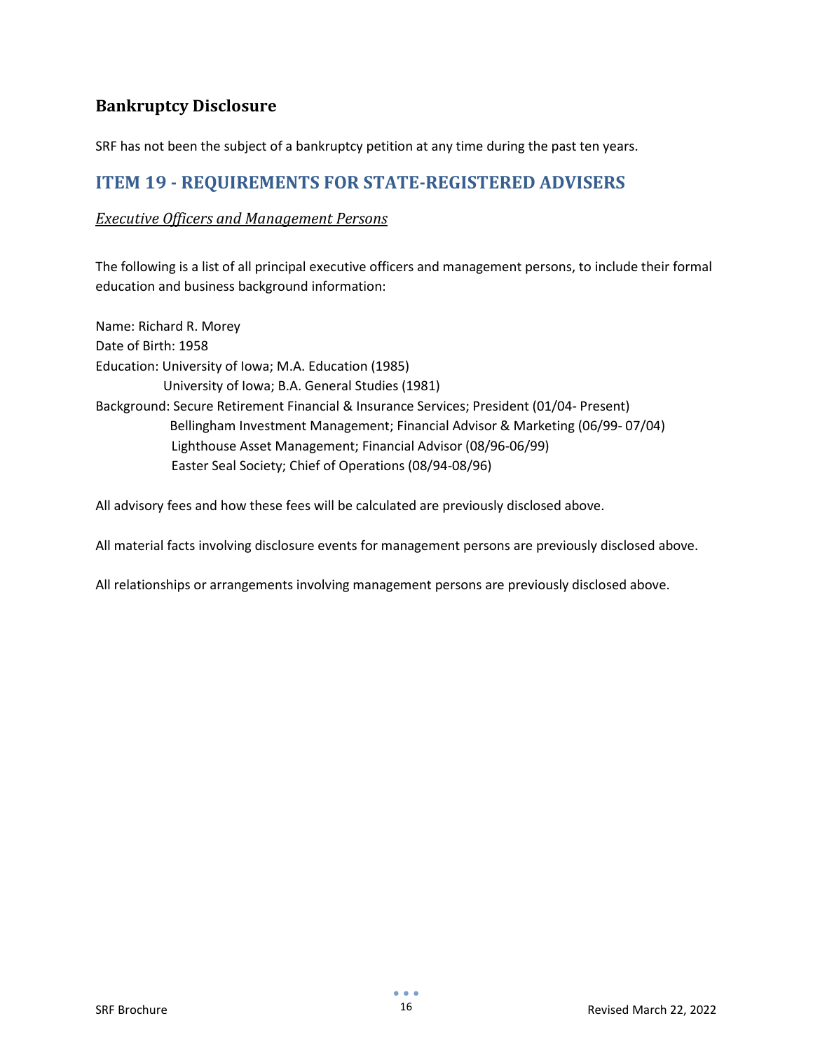## Bankruptcy Disclosure

SRF has not been the subject of a bankruptcy petition at any time during the past ten years.

## ITEM 19 - REQUIREMENTS FOR STATE-REGISTERED ADVISERS

*Executive Officers and Management Persons*

The following is a list of all principal executive officers and management persons, to include their formal education and business background information:

Name: Richard R. Morey
Date of Birth: 1958
Education: University of Iowa; M.A. Education (1985)
University of Iowa; B.A. General Studies (1981)
Background: Secure Retirement Financial & Insurance Services; President (01/04- Present)
Bellingham Investment Management; Financial Advisor & Marketing (06/99- 07/04)
Lighthouse Asset Management; Financial Advisor (08/96-06/99)
Easter Seal Society; Chief of Operations (08/94-08/96)

All advisory fees and how these fees will be calculated are previously disclosed above.

All material facts involving disclosure events for management persons are previously disclosed above.

All relationships or arrangements involving management persons are previously disclosed above.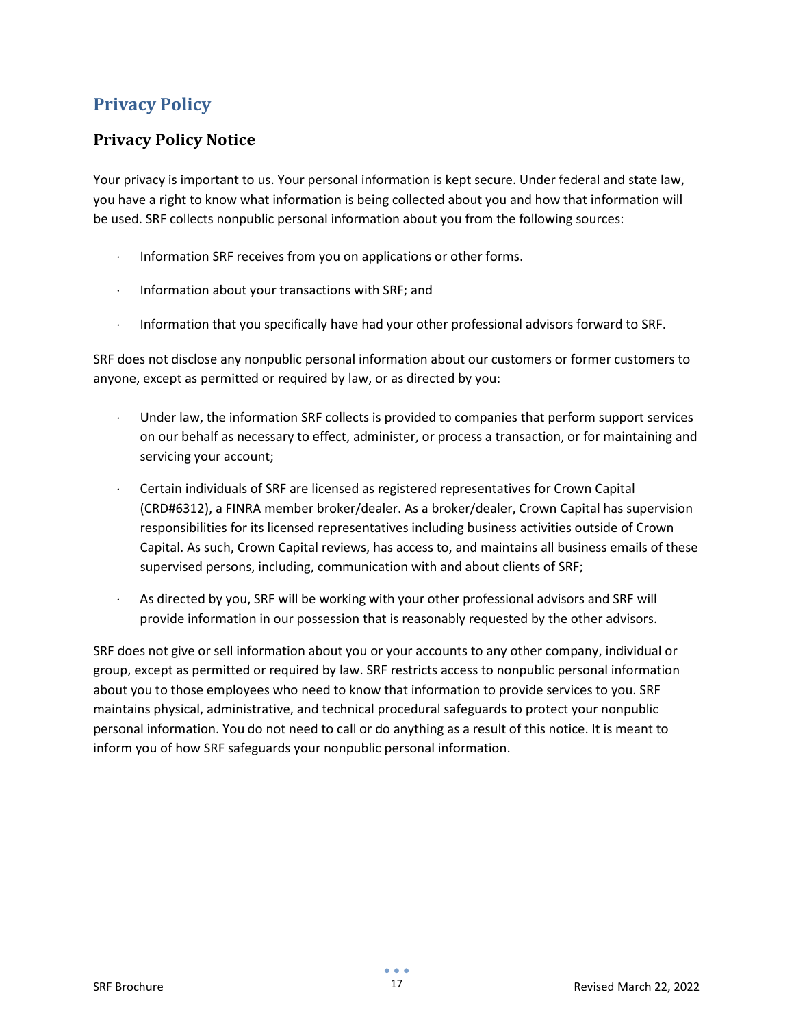## Privacy Policy

### Privacy Policy Notice

Your privacy is important to us. Your personal information is kept secure. Under federal and state law, you have a right to know what information is being collected about you and how that information will be used. SRF collects nonpublic personal information about you from the following sources:

- Information SRF receives from you on applications or other forms.
- Information about your transactions with SRF; and
- Information that you specifically have had your other professional advisors forward to SRF.

SRF does not disclose any nonpublic personal information about our customers or former customers to anyone, except as permitted or required by law, or as directed by you:

- Under law, the information SRF collects is provided to companies that perform support services on our behalf as necessary to effect, administer, or process a transaction, or for maintaining and servicing your account;
- Certain individuals of SRF are licensed as registered representatives for Crown Capital (CRD#6312), a FINRA member broker/dealer. As a broker/dealer, Crown Capital has supervision responsibilities for its licensed representatives including business activities outside of Crown Capital. As such, Crown Capital reviews, has access to, and maintains all business emails of these supervised persons, including, communication with and about clients of SRF;
- As directed by you, SRF will be working with your other professional advisors and SRF will provide information in our possession that is reasonably requested by the other advisors.

SRF does not give or sell information about you or your accounts to any other company, individual or group, except as permitted or required by law. SRF restricts access to nonpublic personal information about you to those employees who need to know that information to provide services to you. SRF maintains physical, administrative, and technical procedural safeguards to protect your nonpublic personal information. You do not need to call or do anything as a result of this notice. It is meant to inform you of how SRF safeguards your nonpublic personal information.